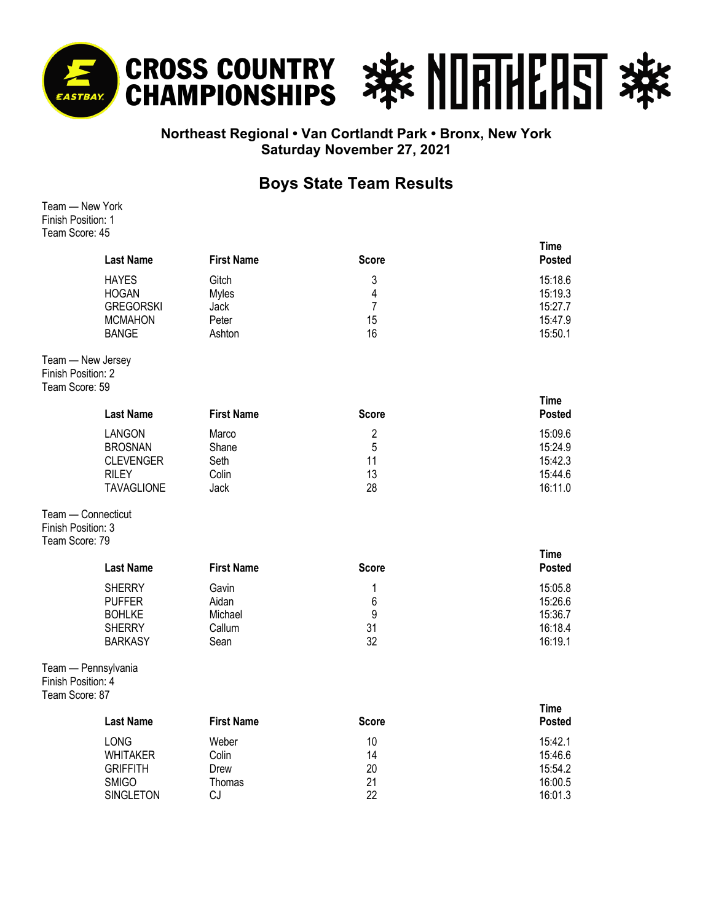# CROSS COUNTRY CHAMPIONSHIPS — NORTHEAST

**Northeast Regional • Van Cortlandt Park • Bronx, New York**
**Saturday November 27, 2021**

## Boys State Team Results

Team — New York
Finish Position: 1
Team Score: 45

| Last Name | First Name | Score | Time Posted |
|---|---|---|---|
| HAYES | Gitch | 3 | 15:18.6 |
| HOGAN | Myles | 4 | 15:19.3 |
| GREGORSKI | Jack | 7 | 15:27.7 |
| MCMAHON | Peter | 15 | 15:47.9 |
| BANGE | Ashton | 16 | 15:50.1 |

Team — New Jersey
Finish Position: 2
Team Score: 59

| Last Name | First Name | Score | Time Posted |
|---|---|---|---|
| LANGON | Marco | 2 | 15:09.6 |
| BROSNAN | Shane | 5 | 15:24.9 |
| CLEVENGER | Seth | 11 | 15:42.3 |
| RILEY | Colin | 13 | 15:44.6 |
| TAVAGLIONE | Jack | 28 | 16:11.0 |

Team — Connecticut
Finish Position: 3
Team Score: 79

| Last Name | First Name | Score | Time Posted |
|---|---|---|---|
| SHERRY | Gavin | 1 | 15:05.8 |
| PUFFER | Aidan | 6 | 15:26.6 |
| BOHLKE | Michael | 9 | 15:36.7 |
| SHERRY | Callum | 31 | 16:18.4 |
| BARKASY | Sean | 32 | 16:19.1 |

Team — Pennsylvania
Finish Position: 4
Team Score: 87

| Last Name | First Name | Score | Time Posted |
|---|---|---|---|
| LONG | Weber | 10 | 15:42.1 |
| WHITAKER | Colin | 14 | 15:46.6 |
| GRIFFITH | Drew | 20 | 15:54.2 |
| SMIGO | Thomas | 21 | 16:00.5 |
| SINGLETON | CJ | 22 | 16:01.3 |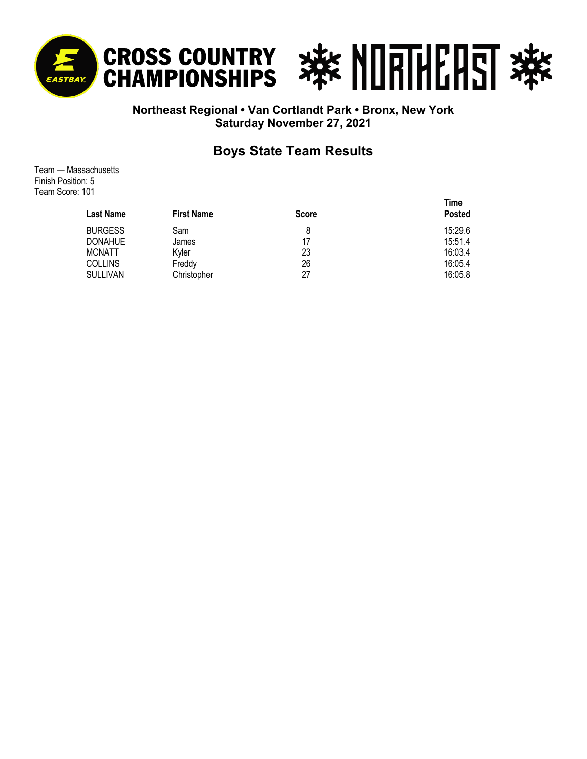# CROSS COUNTRY CHAMPIONSHIPS NORTHEAST

**Northeast Regional • Van Cortlandt Park • Bronx, New York**
**Saturday November 27, 2021**

## Boys State Team Results

Team — Massachusetts
Finish Position: 5
Team Score: 101

| Last Name | First Name | Score | Time Posted |
|---|---|---|---|
| BURGESS | Sam | 8 | 15:29.6 |
| DONAHUE | James | 17 | 15:51.4 |
| MCNATT | Kyler | 23 | 16:03.4 |
| COLLINS | Freddy | 26 | 16:05.4 |
| SULLIVAN | Christopher | 27 | 16:05.8 |